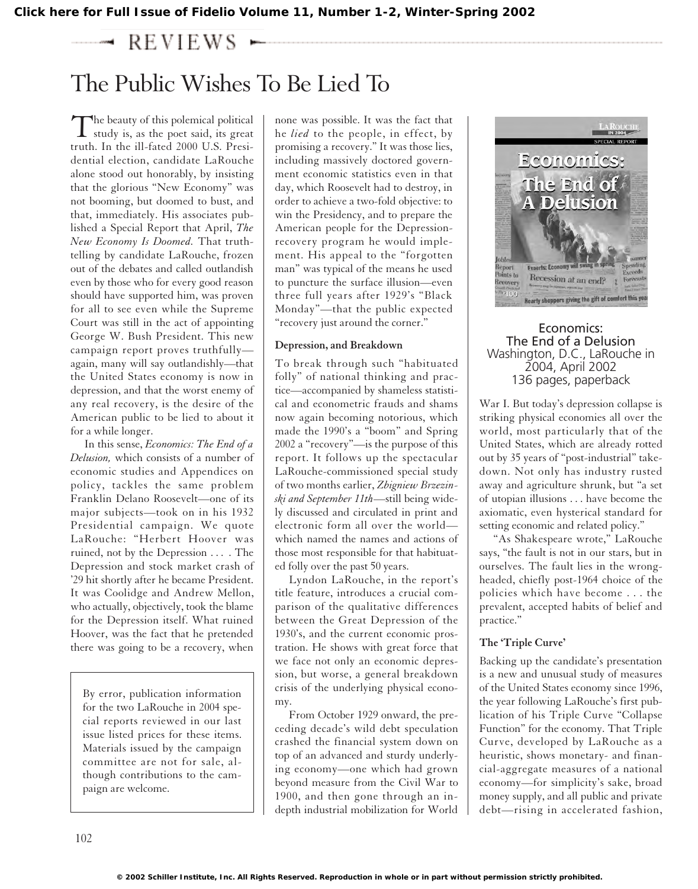Click here for Full Issue of Fidelio Volume 11, Number 1-2, Winter-Spring 2002

REVIEWS

# The Public Wishes To Be Lied To

The beauty of this polemical political study is, as the poet said, its great truth. In the ill-fated 2000 U.S. Presidential election, candidate LaRouche alone stood out honorably, by insisting that the glorious "New Economy" was not booming, but doomed to bust, and that, immediately. His associates published a Special Report that April, *The New Economy Is Doomed.* That truth-telling by candidate LaRouche, frozen out of the debates and called outlandish even by those who for every good reason should have supported him, was proven for all to see even while the Supreme Court was still in the act of appointing George W. Bush President. This new campaign report proves truthfully—again, many will say outlandishly—that the United States economy is now in depression, and that the worst enemy of any real recovery, is the desire of the American public to be lied to about it for a while longer.

In this sense, *Economics: The End of a Delusion,* which consists of a number of economic studies and Appendices on policy, tackles the same problem Franklin Delano Roosevelt—one of its major subjects—took on in his 1932 Presidential campaign. We quote LaRouche: "Herbert Hoover was ruined, not by the Depression . . . . The Depression and stock market crash of '29 hit shortly after he became President. It was Coolidge and Andrew Mellon, who actually, objectively, took the blame for the Depression itself. What ruined Hoover, was the fact that he pretended there was going to be a recovery, when none was possible. It was the fact that he *lied* to the people, in effect, by promising a recovery." It was those lies, including massively doctored government economic statistics even in that day, which Roosevelt had to destroy, in order to achieve a two-fold objective: to win the Presidency, and to prepare the American people for the Depression-recovery program he would implement. His appeal to the "forgotten man" was typical of the means he used to puncture the surface illusion—even three full years after 1929's "Black Monday"—that the public expected "recovery just around the corner."

> By error, publication information for the two LaRouche in 2004 special reports reviewed in our last issue listed prices for these items. Materials issued by the campaign committee are not for sale, although contributions to the campaign are welcome.

### Depression, and Breakdown

To break through such "habituated folly" of national thinking and practice—accompanied by shameless statistical and econometric frauds and shams now again becoming notorious, which made the 1990's a "boom" and Spring 2002 a "recovery"—is the purpose of this report. It follows up the spectacular LaRouche-commissioned special study of two months earlier, *Zbigniew Brzezinski and September 11th*—still being widely discussed and circulated in print and electronic form all over the world—which named the names and actions of those most responsible for that habituated folly over the past 50 years.

Lyndon LaRouche, in the report's title feature, introduces a crucial comparison of the qualitative differences between the Great Depression of the 1930's, and the current economic prostration. He shows with great force that we face not only an economic depression, but worse, a general breakdown crisis of the underlying physical economy.

From October 1929 onward, the preceding decade's wild debt speculation crashed the financial system down on top of an advanced and sturdy underlying economy—one which had grown beyond measure from the Civil War to 1900, and then gone through an in-depth industrial mobilization for World War I. But today's depression collapse is striking physical economies all over the world, most particularly that of the United States, which are already rotted out by 35 years of "post-industrial" takedown. Not only has industry rusted away and agriculture shrunk, but "a set of utopian illusions . . . have become the axiomatic, even hysterical standard for setting economic and related policy."

"As Shakespeare wrote," LaRouche says, "the fault is not in our stars, but in ourselves. The fault lies in the wrong-headed, chiefly post-1964 choice of the policies which have become . . . the prevalent, accepted habits of belief and practice."

**Economics: The End of a Delusion**
Washington, D.C., LaRouche in 2004, April 2002
136 pages, paperback

### The 'Triple Curve'

Backing up the candidate's presentation is a new and unusual study of measures of the United States economy since 1996, the year following LaRouche's first publication of his Triple Curve "Collapse Function" for the economy. That Triple Curve, developed by LaRouche as a heuristic, shows monetary- and financial-aggregate measures of a national economy—for simplicity's sake, broad money supply, and all public and private debt—rising in accelerated fashion,

© 2002 Schiller Institute, Inc. All Rights Reserved. Reproduction in whole or in part without permission strictly prohibited.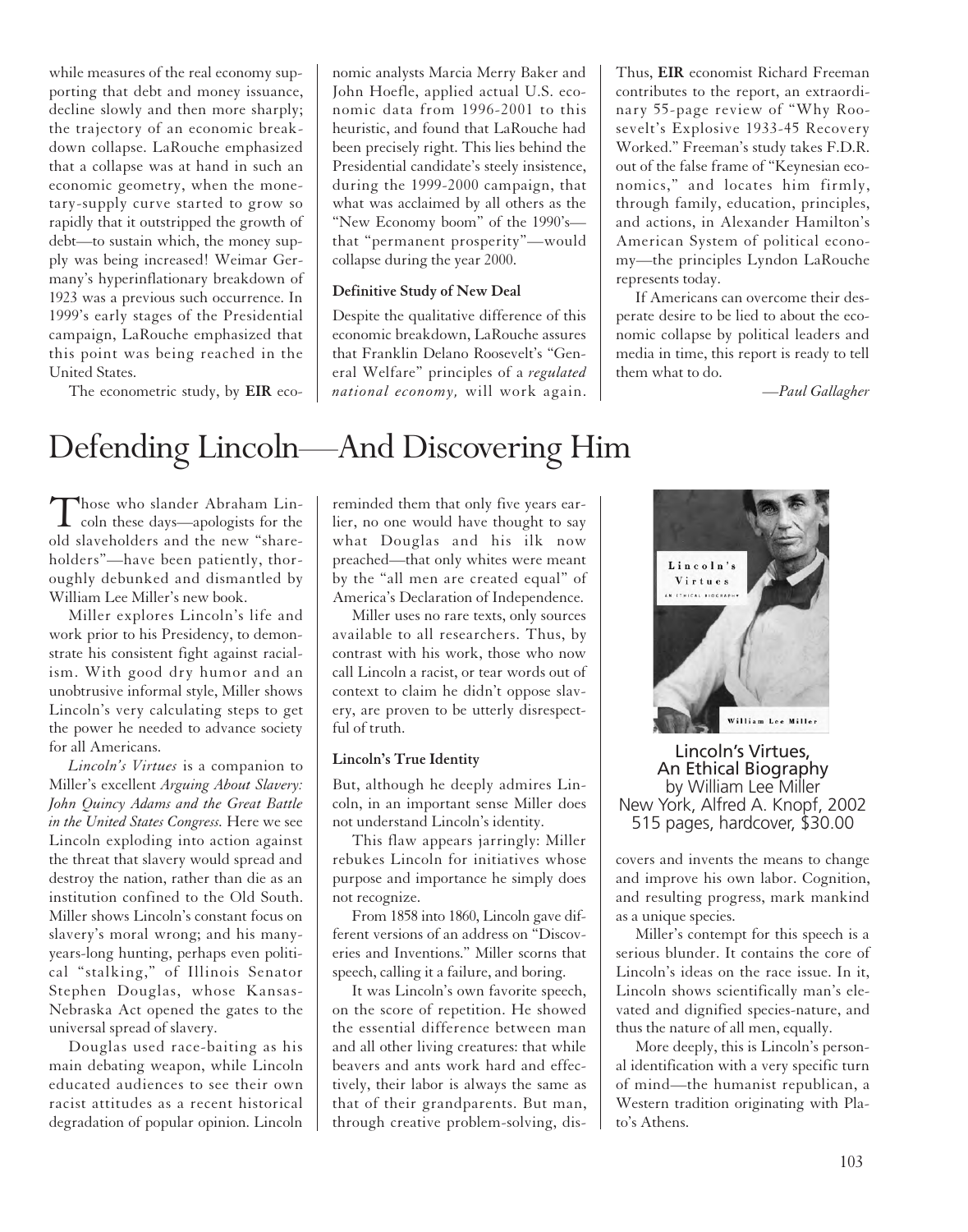while measures of the real economy supporting that debt and money issuance, decline slowly and then more sharply; the trajectory of an economic breakdown collapse. LaRouche emphasized that a collapse was at hand in such an economic geometry, when the monetary-supply curve started to grow so rapidly that it outstripped the growth of debt—to sustain which, the money supply was being increased! Weimar Germany's hyperinflationary breakdown of 1923 was a previous such occurrence. In 1999's early stages of the Presidential campaign, LaRouche emphasized that this point was being reached in the United States.

The econometric study, by **EIR** economic analysts Marcia Merry Baker and John Hoefle, applied actual U.S. economic data from 1996-2001 to this heuristic, and found that LaRouche had been precisely right. This lies behind the Presidential candidate's steely insistence, during the 1999-2000 campaign, that what was acclaimed by all others as the "New Economy boom" of the 1990's—that "permanent prosperity"—would collapse during the year 2000.

**Definitive Study of New Deal**

Despite the qualitative difference of this economic breakdown, LaRouche assures that Franklin Delano Roosevelt's "General Welfare" principles of a *regulated national economy,* will work again. Thus, **EIR** economist Richard Freeman contributes to the report, an extraordinary 55-page review of "Why Roosevelt's Explosive 1933-45 Recovery Worked." Freeman's study takes F.D.R. out of the false frame of "Keynesian economics," and locates him firmly, through family, education, principles, and actions, in Alexander Hamilton's American System of political economy—the principles Lyndon LaRouche represents today.

If Americans can overcome their desperate desire to be lied to about the economic collapse by political leaders and media in time, this report is ready to tell them what to do.

—*Paul Gallagher*

# Defending Lincoln—And Discovering Him

Those who slander Abraham Lincoln these days—apologists for the old slaveholders and the new "shareholders"—have been patiently, thoroughly debunked and dismantled by William Lee Miller's new book.

Miller explores Lincoln's life and work prior to his Presidency, to demonstrate his consistent fight against racialism. With good dry humor and an unobtrusive informal style, Miller shows Lincoln's very calculating steps to get the power he needed to advance society for all Americans.

*Lincoln's Virtues* is a companion to Miller's excellent *Arguing About Slavery: John Quincy Adams and the Great Battle in the United States Congress.* Here we see Lincoln exploding into action against the threat that slavery would spread and destroy the nation, rather than die as an institution confined to the Old South. Miller shows Lincoln's constant focus on slavery's moral wrong; and his many-years-long hunting, perhaps even political "stalking," of Illinois Senator Stephen Douglas, whose Kansas-Nebraska Act opened the gates to the universal spread of slavery.

Douglas used race-baiting as his main debating weapon, while Lincoln educated audiences to see their own racist attitudes as a recent historical degradation of popular opinion. Lincoln reminded them that only five years earlier, no one would have thought to say what Douglas and his ilk now preached—that only whites were meant by the "all men are created equal" of America's Declaration of Independence.

Miller uses no rare texts, only sources available to all researchers. Thus, by contrast with his work, those who now call Lincoln a racist, or tear words out of context to claim he didn't oppose slavery, are proven to be utterly disrespectful of truth.

**Lincoln's True Identity**

But, although he deeply admires Lincoln, in an important sense Miller does not understand Lincoln's identity.

This flaw appears jarringly: Miller rebukes Lincoln for initiatives whose purpose and importance he simply does not recognize.

From 1858 into 1860, Lincoln gave different versions of an address on "Discoveries and Inventions." Miller scorns that speech, calling it a failure, and boring.

It was Lincoln's own favorite speech, on the score of repetition. He showed the essential difference between man and all other living creatures: that while beavers and ants work hard and effectively, their labor is always the same as that of their grandparents. But man, through creative problem-solving, discovers and invents the means to change and improve his own labor. Cognition, and resulting progress, mark mankind as a unique species.

Miller's contempt for this speech is a serious blunder. It contains the core of Lincoln's ideas on the race issue. In it, Lincoln shows scientifically man's elevated and dignified species-nature, and thus the nature of all men, equally.

More deeply, this is Lincoln's personal identification with a very specific turn of mind—the humanist republican, a Western tradition originating with Plato's Athens.

Lincoln's Virtues, An Ethical Biography
by William Lee Miller
New York, Alfred A. Knopf, 2002
515 pages, hardcover, $30.00